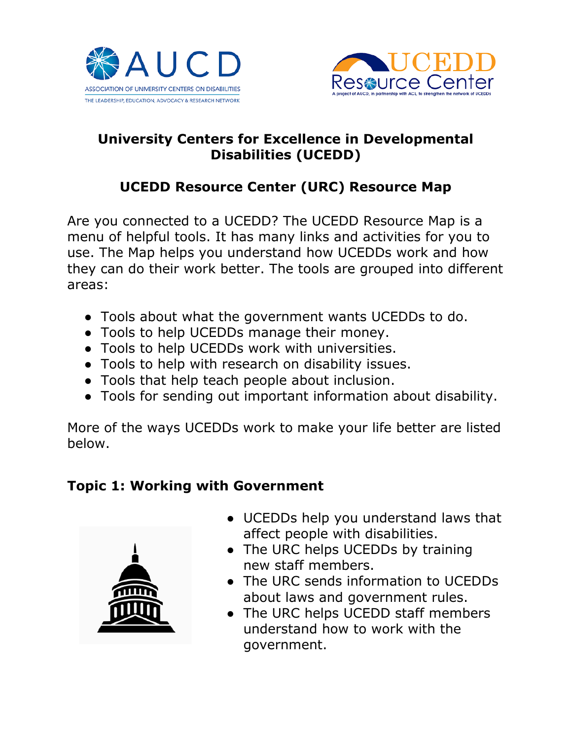# University Centers for Excellence in Developmental Disabilities (UCEDD)

## UCEDD Resource Center (URC) Resource Map

Are you connected to a UCEDD? The UCEDD Resource Map is a menu of helpful tools. It has many links and activities for you to use. The Map helps you understand how UCEDDs work and how they can do their work better. The tools are grouped into different areas:

- Tools about what the government wants UCEDDs to do.
- Tools to help UCEDDs manage their money.
- Tools to help UCEDDs work with universities.
- Tools to help with research on disability issues.
- Tools that help teach people about inclusion.
- Tools for sending out important information about disability.

More of the ways UCEDDs work to make your life better are listed below.

### Topic 1: Working with Government

- UCEDDs help you understand laws that affect people with disabilities.
- The URC helps UCEDDs by training new staff members.
- The URC sends information to UCEDDs about laws and government rules.
- The URC helps UCEDD staff members understand how to work with the government.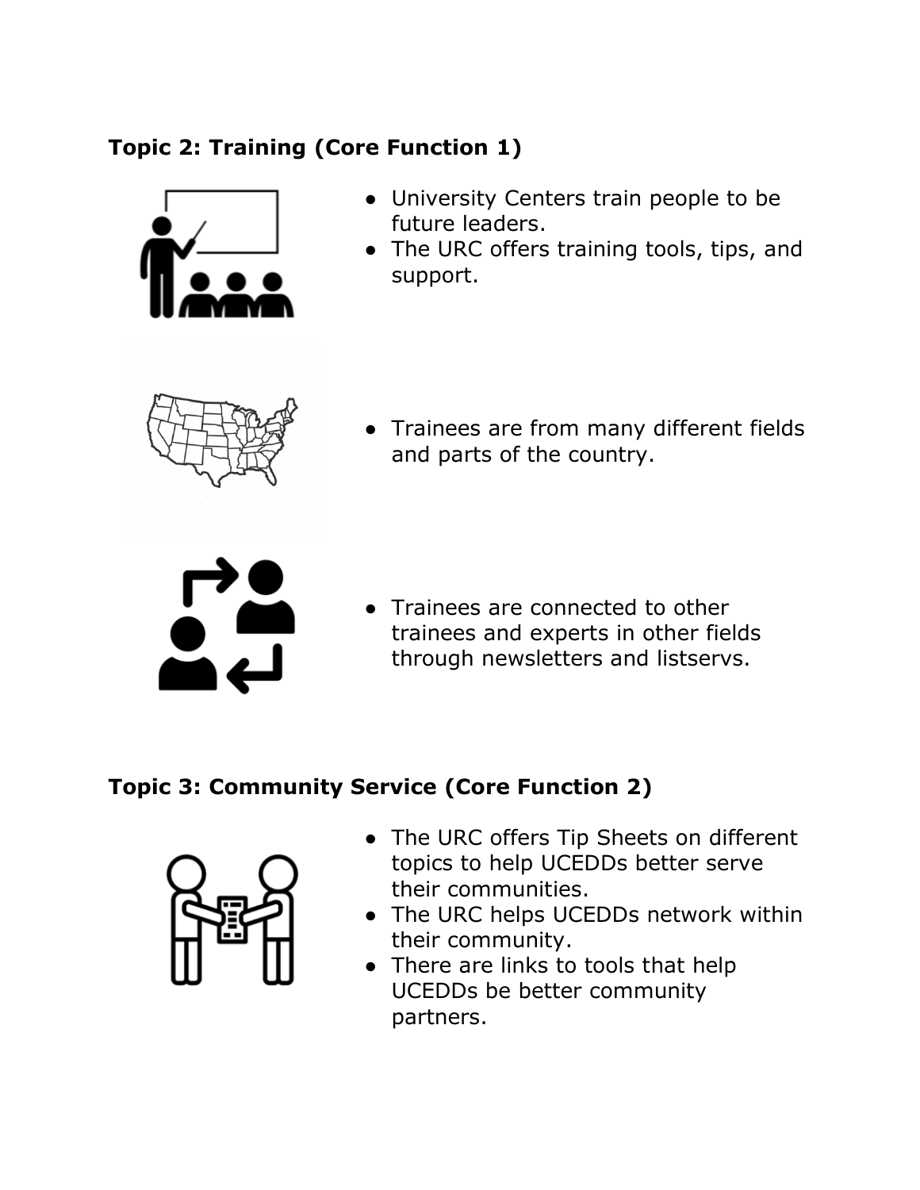## Topic 2: Training (Core Function 1)

- University Centers train people to be future leaders.
- The URC offers training tools, tips, and support.

- Trainees are from many different fields and parts of the country.

- Trainees are connected to other trainees and experts in other fields through newsletters and listservs.

## Topic 3: Community Service (Core Function 2)

- The URC offers Tip Sheets on different topics to help UCEDDs better serve their communities.
- The URC helps UCEDDs network within their community.
- There are links to tools that help UCEDDs be better community partners.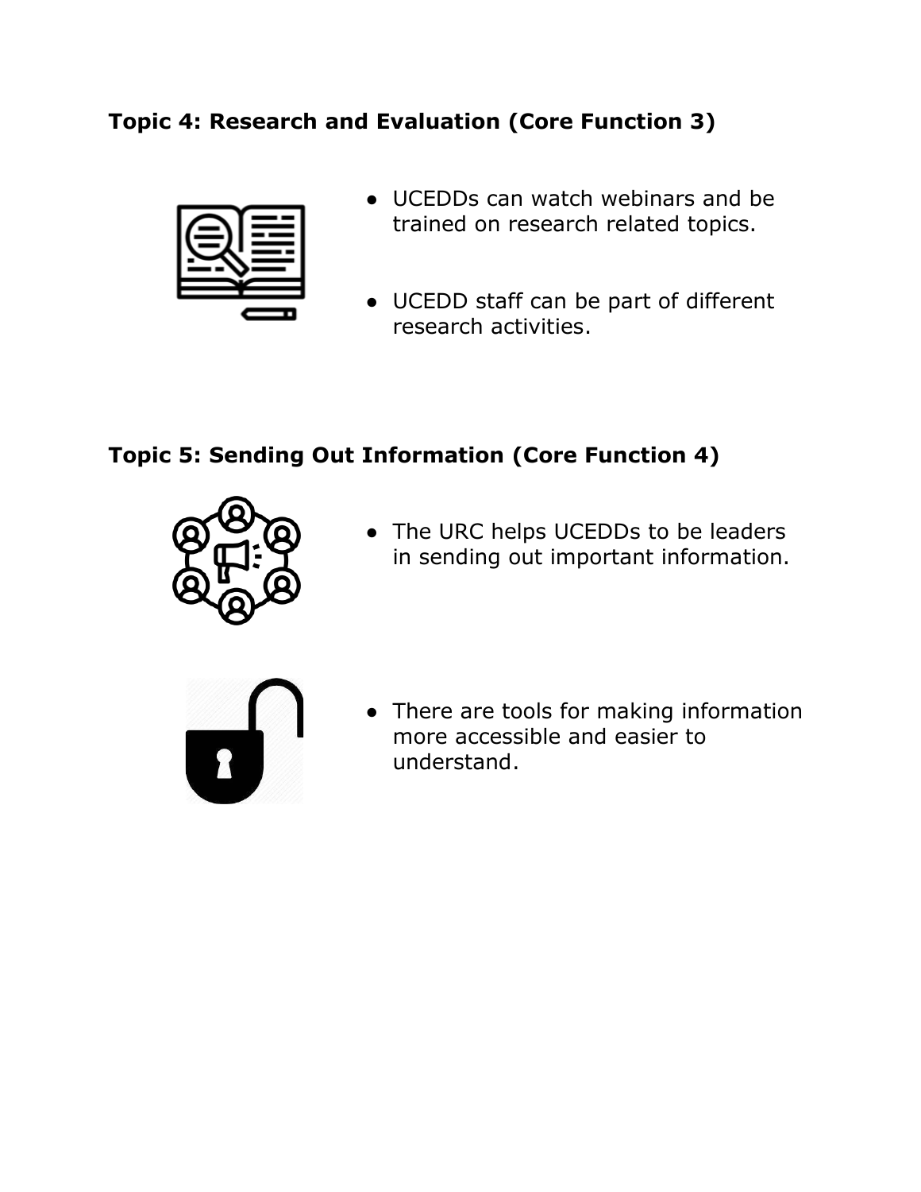### Topic 4: Research and Evaluation (Core Function 3)

- UCEDDs can watch webinars and be trained on research related topics.
- UCEDD staff can be part of different research activities.

### Topic 5: Sending Out Information (Core Function 4)

- The URC helps UCEDDs to be leaders in sending out important information.
- There are tools for making information more accessible and easier to understand.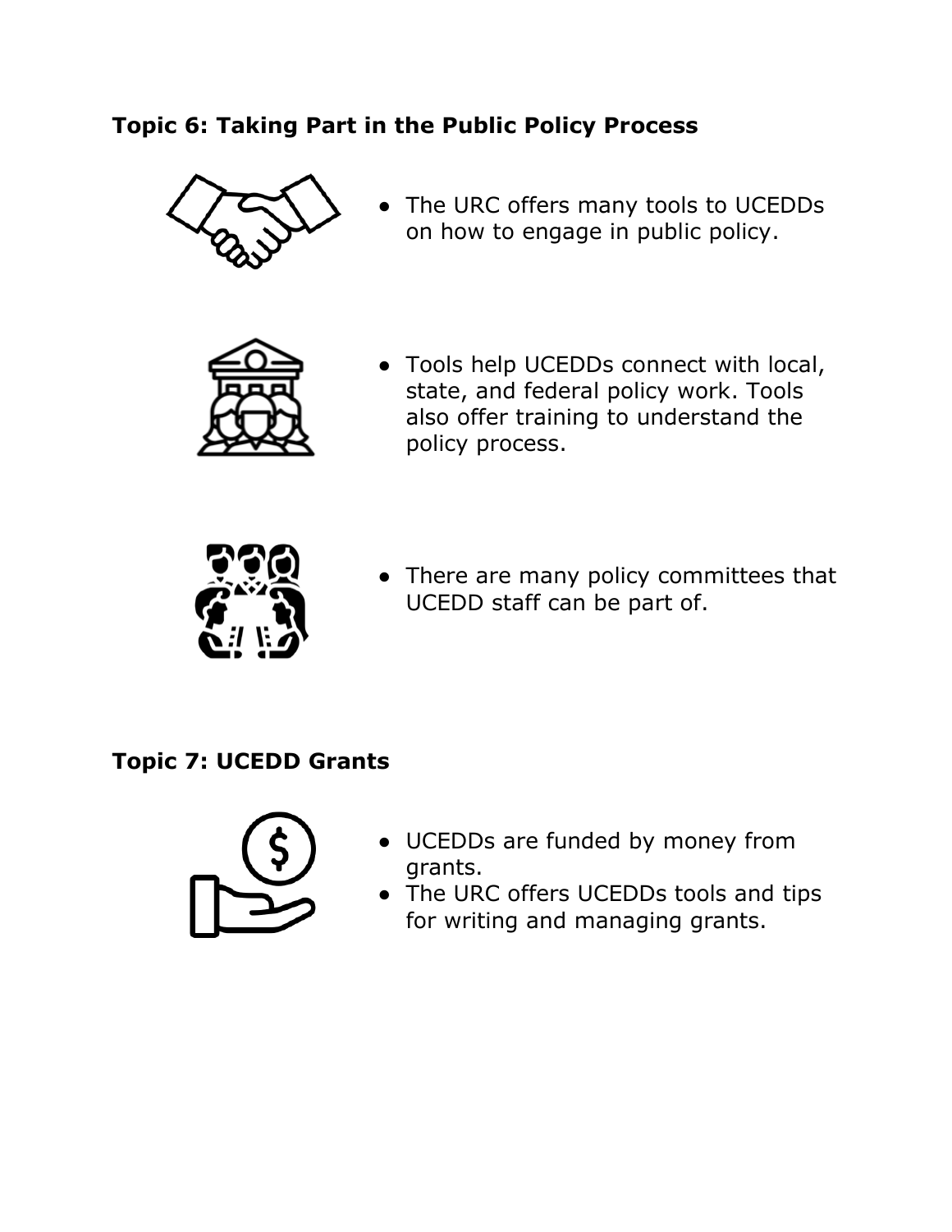## Topic 6: Taking Part in the Public Policy Process

- The URC offers many tools to UCEDDs on how to engage in public policy.

- Tools help UCEDDs connect with local, state, and federal policy work. Tools also offer training to understand the policy process.

- There are many policy committees that UCEDD staff can be part of.

## Topic 7: UCEDD Grants

- UCEDDs are funded by money from grants.
- The URC offers UCEDDs tools and tips for writing and managing grants.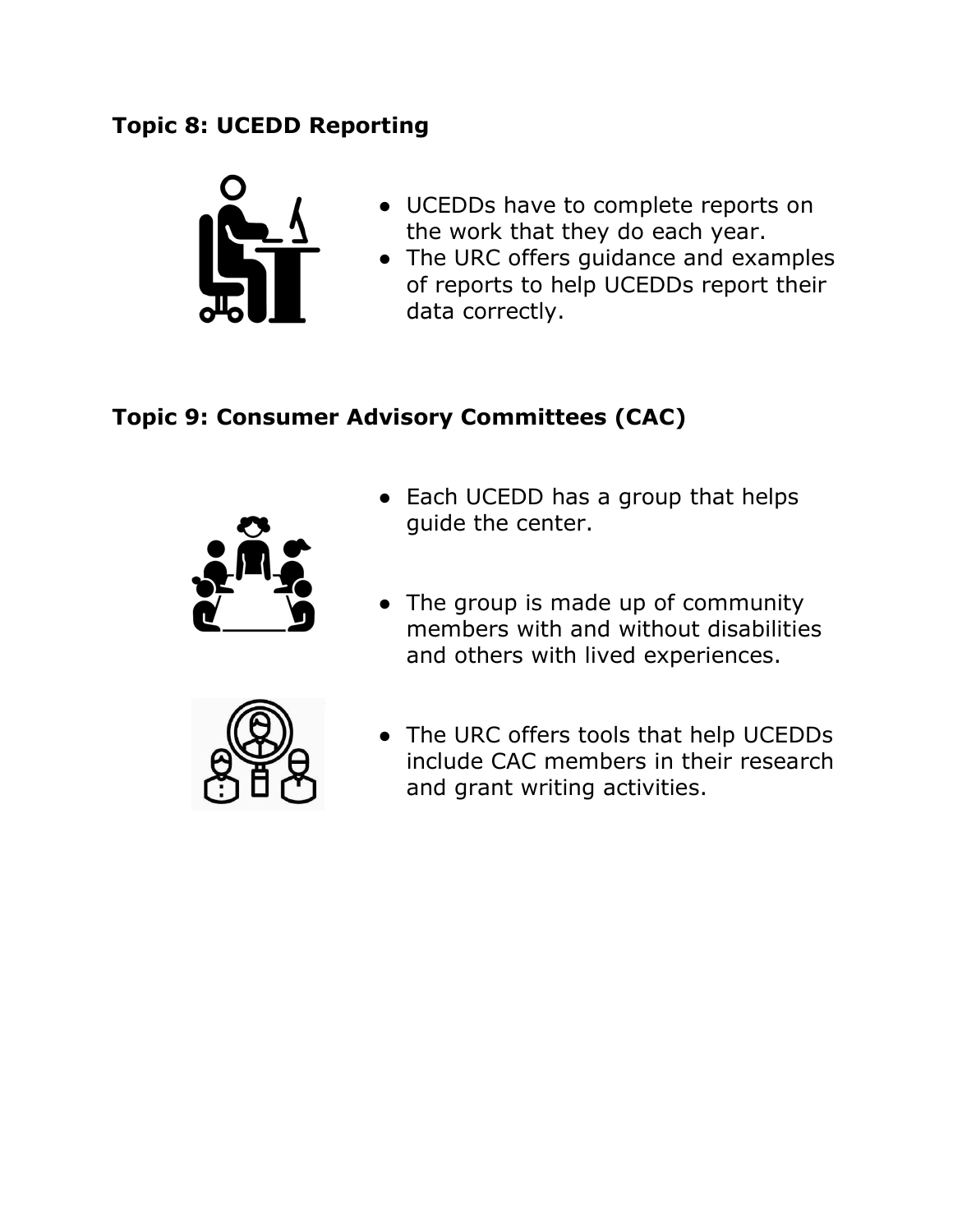## Topic 8: UCEDD Reporting

- UCEDDs have to complete reports on the work that they do each year.
- The URC offers guidance and examples of reports to help UCEDDs report their data correctly.

## Topic 9: Consumer Advisory Committees (CAC)

- Each UCEDD has a group that helps guide the center.
- The group is made up of community members with and without disabilities and others with lived experiences.
- The URC offers tools that help UCEDDs include CAC members in their research and grant writing activities.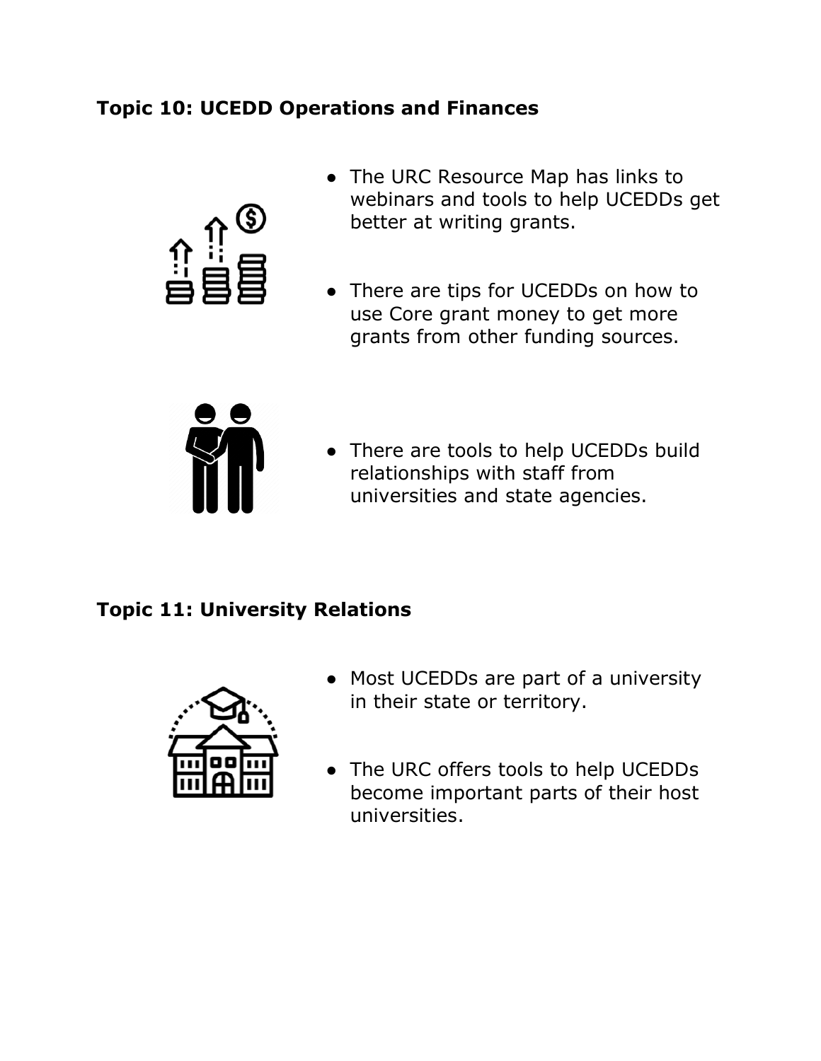## Topic 10: UCEDD Operations and Finances

- The URC Resource Map has links to webinars and tools to help UCEDDs get better at writing grants.
- There are tips for UCEDDs on how to use Core grant money to get more grants from other funding sources.
- There are tools to help UCEDDs build relationships with staff from universities and state agencies.

## Topic 11: University Relations

- Most UCEDDs are part of a university in their state or territory.
- The URC offers tools to help UCEDDs become important parts of their host universities.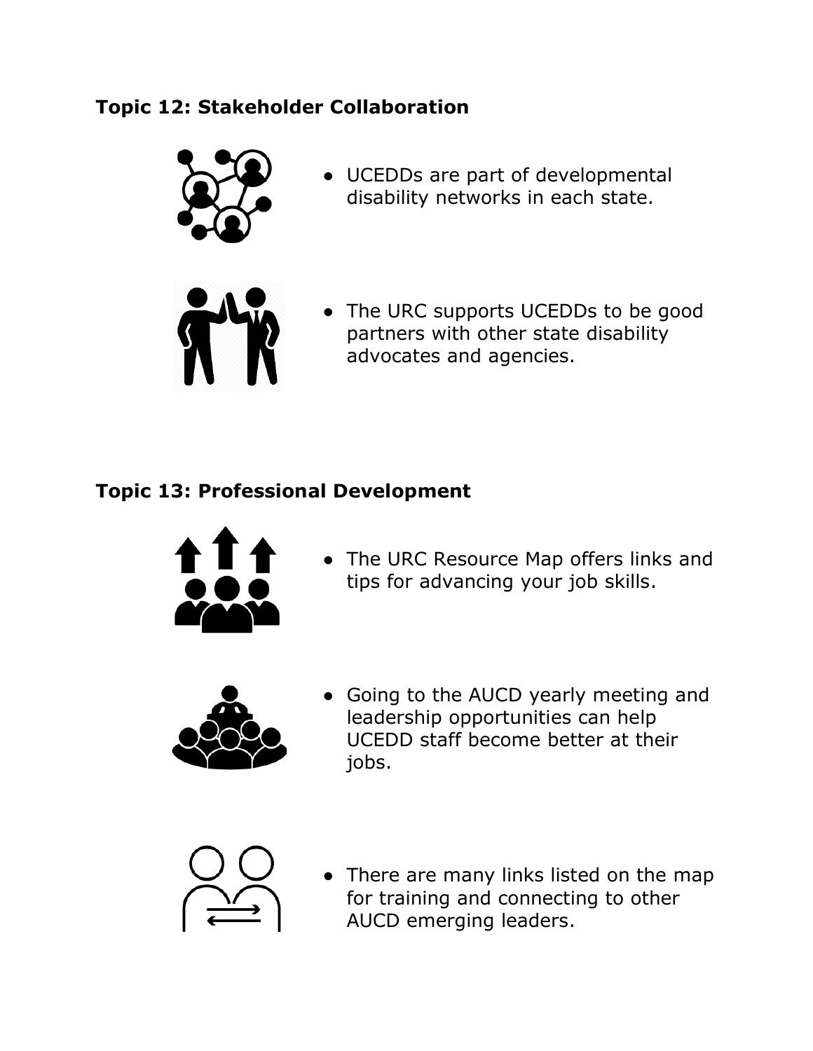## Topic 12: Stakeholder Collaboration

- UCEDDs are part of developmental disability networks in each state.
- The URC supports UCEDDs to be good partners with other state disability advocates and agencies.

## Topic 13: Professional Development

- The URC Resource Map offers links and tips for advancing your job skills.
- Going to the AUCD yearly meeting and leadership opportunities can help UCEDD staff become better at their jobs.
- There are many links listed on the map for training and connecting to other AUCD emerging leaders.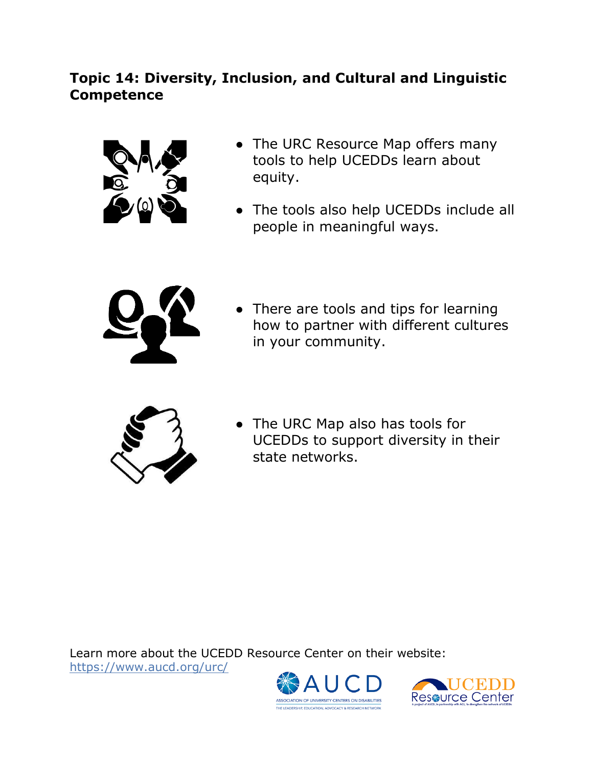**Topic 14: Diversity, Inclusion, and Cultural and Linguistic Competence**

- The URC Resource Map offers many tools to help UCEDDs learn about equity.
- The tools also help UCEDDs include all people in meaningful ways.

- There are tools and tips for learning how to partner with different cultures in your community.

- The URC Map also has tools for UCEDDs to support diversity in their state networks.

Learn more about the UCEDD Resource Center on their website: [https://www.aucd.org/urc/](https://www.aucd.org/urc/)